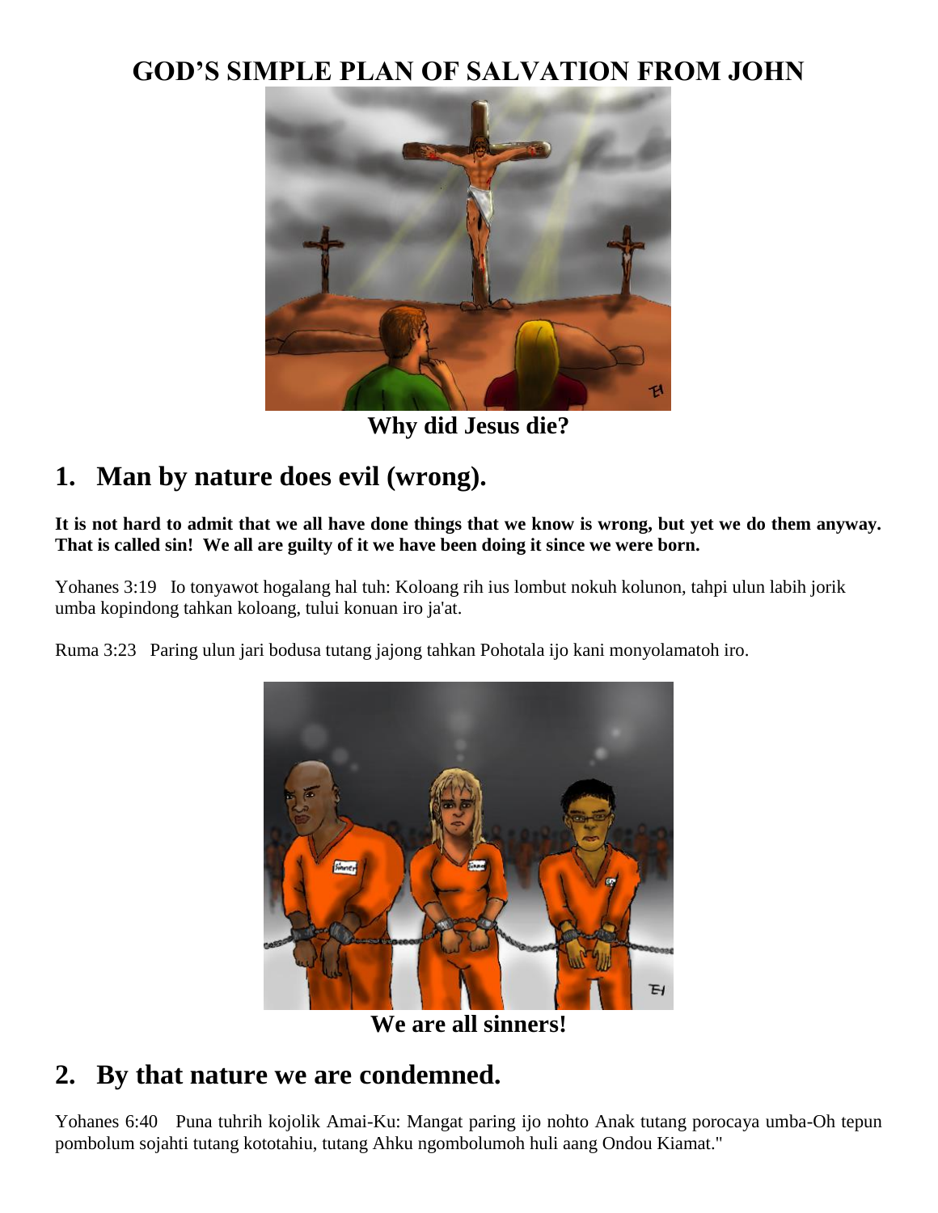# GOD'S SIMPLE PLAN OF SALVATION FROM JOHN

**Why did Jesus die?**

## 1. Man by nature does evil (wrong).

**It is not hard to admit that we all have done things that we know is wrong, but yet we do them anyway. That is called sin! We all are guilty of it we have been doing it since we were born.**

Yohanes 3:19 Io tonyawot hogalang hal tuh: Koloang rih ius lombut nokuh kolunon, tahpi ulun labih jorik umba kopindong tahkan koloang, tului konuan iro ja'at.

Ruma 3:23 Paring ulun jari bodusa tutang jajong tahkan Pohotala ijo kani monyolamatoh iro.

**We are all sinners!**

## 2. By that nature we are condemned.

Yohanes 6:40 Puna tuhrih kojolik Amai-Ku: Mangat paring ijo nohto Anak tutang porocaya umba-Oh tepun pombolum sojahti tutang kototahiu, tutang Ahku ngombolumoh huli aang Ondou Kiamat."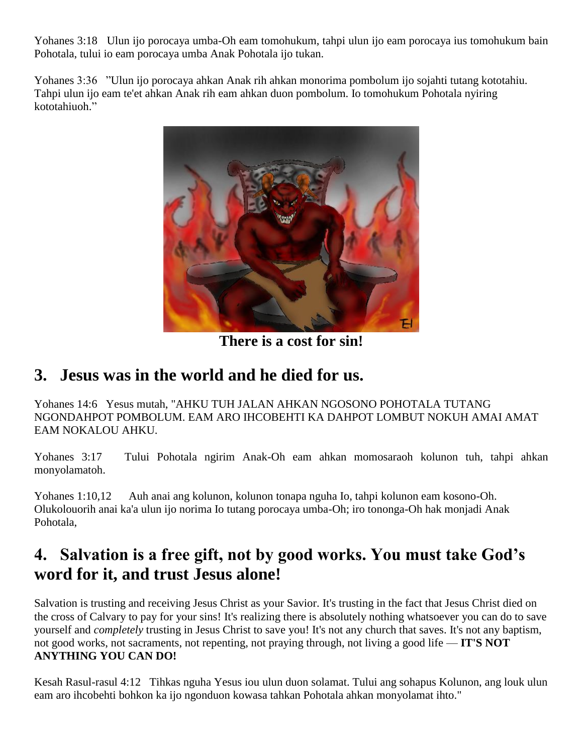Yohanes 3:18 Ulun ijo porocaya umba-Oh eam tomohukum, tahpi ulun ijo eam porocaya ius tomohukum bain Pohotala, tului io eam porocaya umba Anak Pohotala ijo tukan.

Yohanes 3:36 "Ulun ijo porocaya ahkan Anak rih ahkan monorima pombolum ijo sojahti tutang kototahiu. Tahpi ulun ijo eam te'et ahkan Anak rih eam ahkan duon pombolum. Io tomohukum Pohotala nyiring kototahiuoh."

**There is a cost for sin!**

## 3. Jesus was in the world and he died for us.

Yohanes 14:6 Yesus mutah, "AHKU TUH JALAN AHKAN NGOSONO POHOTALA TUTANG NGONDAHPOT POMBOLUM. EAM ARO IHCOBEHTI KA DAHPOT LOMBUT NOKUH AMAI AMAT EAM NOKALOU AHKU.

Yohanes 3:17 Tului Pohotala ngirim Anak-Oh eam ahkan momosaraoh kolunon tuh, tahpi ahkan monyolamatoh.

Yohanes 1:10,12 Auh anai ang kolunon, kolunon tonapa nguha Io, tahpi kolunon eam kosono-Oh. Olukolouorih anai ka'a ulun ijo norima Io tutang porocaya umba-Oh; iro tononga-Oh hak monjadi Anak Pohotala,

## 4. Salvation is a free gift, not by good works. You must take God's word for it, and trust Jesus alone!

Salvation is trusting and receiving Jesus Christ as your Savior. It's trusting in the fact that Jesus Christ died on the cross of Calvary to pay for your sins! It's realizing there is absolutely nothing whatsoever you can do to save yourself and *completely* trusting in Jesus Christ to save you! It's not any church that saves. It's not any baptism, not good works, not sacraments, not repenting, not praying through, not living a good life — **IT'S NOT ANYTHING YOU CAN DO!**

Kesah Rasul-rasul 4:12 Tihkas nguha Yesus iou ulun duon solamat. Tului ang sohapus Kolunon, ang louk ulun eam aro ihcobehti bohkon ka ijo ngonduon kowasa tahkan Pohotala ahkan monyolamat ihto."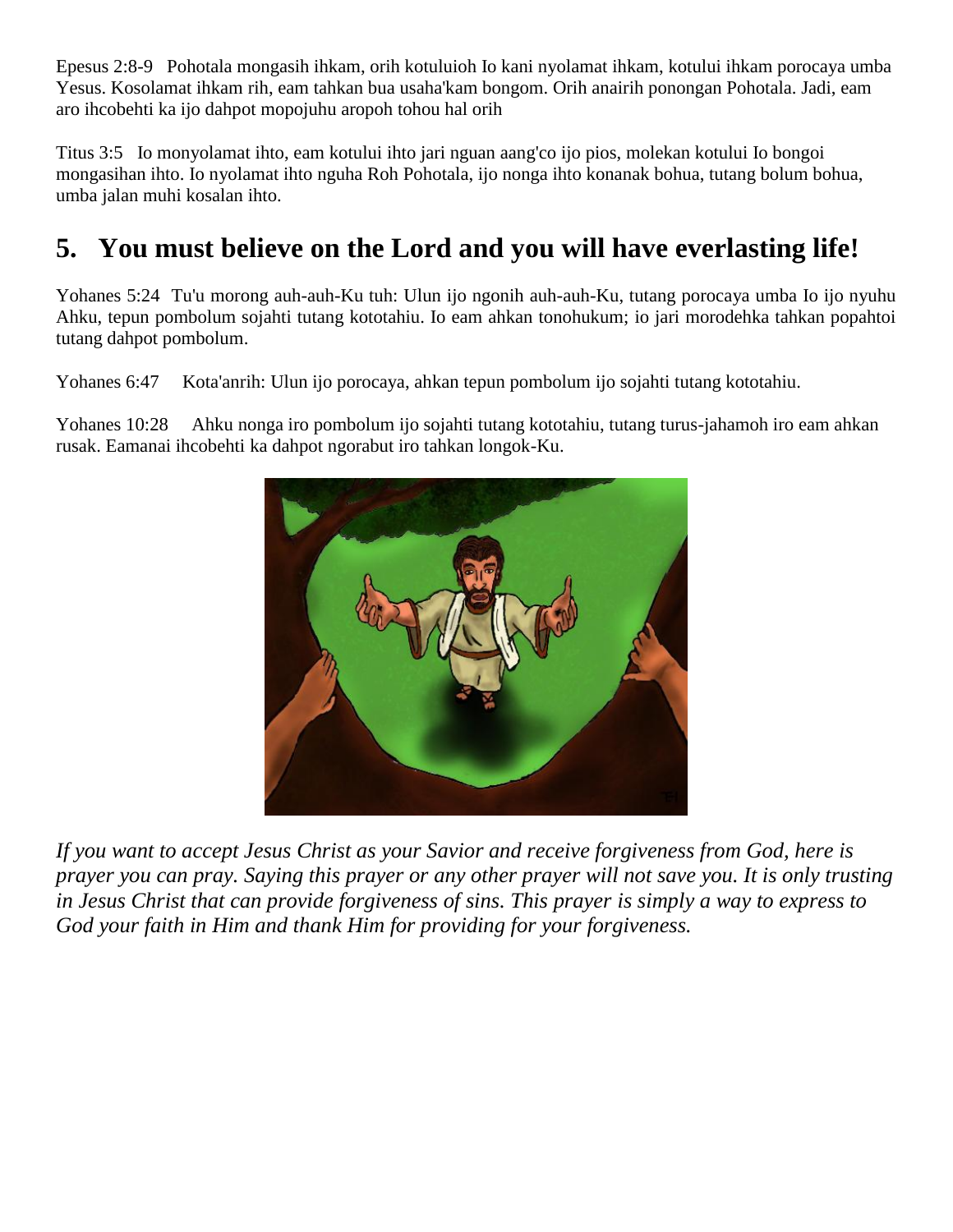Epesus 2:8-9 Pohotala mongasih ihkam, orih kotuluioh Io kani nyolamat ihkam, kotului ihkam porocaya umba Yesus. Kosolamat ihkam rih, eam tahkan bua usaha'kam bongom. Orih anairih ponongan Pohotala. Jadi, eam aro ihcobehti ka ijo dahpot mopojuhu aropoh tohou hal orih

Titus 3:5 Io monyolamat ihto, eam kotului ihto jari nguan aang'co ijo pios, molekan kotului Io bongoi mongasihan ihto. Io nyolamat ihto nguha Roh Pohotala, ijo nonga ihto konanak bohua, tutang bolum bohua, umba jalan muhi kosalan ihto.

## 5. You must believe on the Lord and you will have everlasting life!

Yohanes 5:24 Tu'u morong auh-auh-Ku tuh: Ulun ijo ngonih auh-auh-Ku, tutang porocaya umba Io ijo nyuhu Ahku, tepun pombolum sojahti tutang kototahiu. Io eam ahkan tonohukum; io jari morodehka tahkan popahtoi tutang dahpot pombolum.

Yohanes 6:47 Kota'anrih: Ulun ijo porocaya, ahkan tepun pombolum ijo sojahti tutang kototahiu.

Yohanes 10:28 Ahku nonga iro pombolum ijo sojahti tutang kototahiu, tutang turus-jahamoh iro eam ahkan rusak. Eamanai ihcobehti ka dahpot ngorabut iro tahkan longok-Ku.

*If you want to accept Jesus Christ as your Savior and receive forgiveness from God, here is prayer you can pray. Saying this prayer or any other prayer will not save you. It is only trusting in Jesus Christ that can provide forgiveness of sins. This prayer is simply a way to express to God your faith in Him and thank Him for providing for your forgiveness.*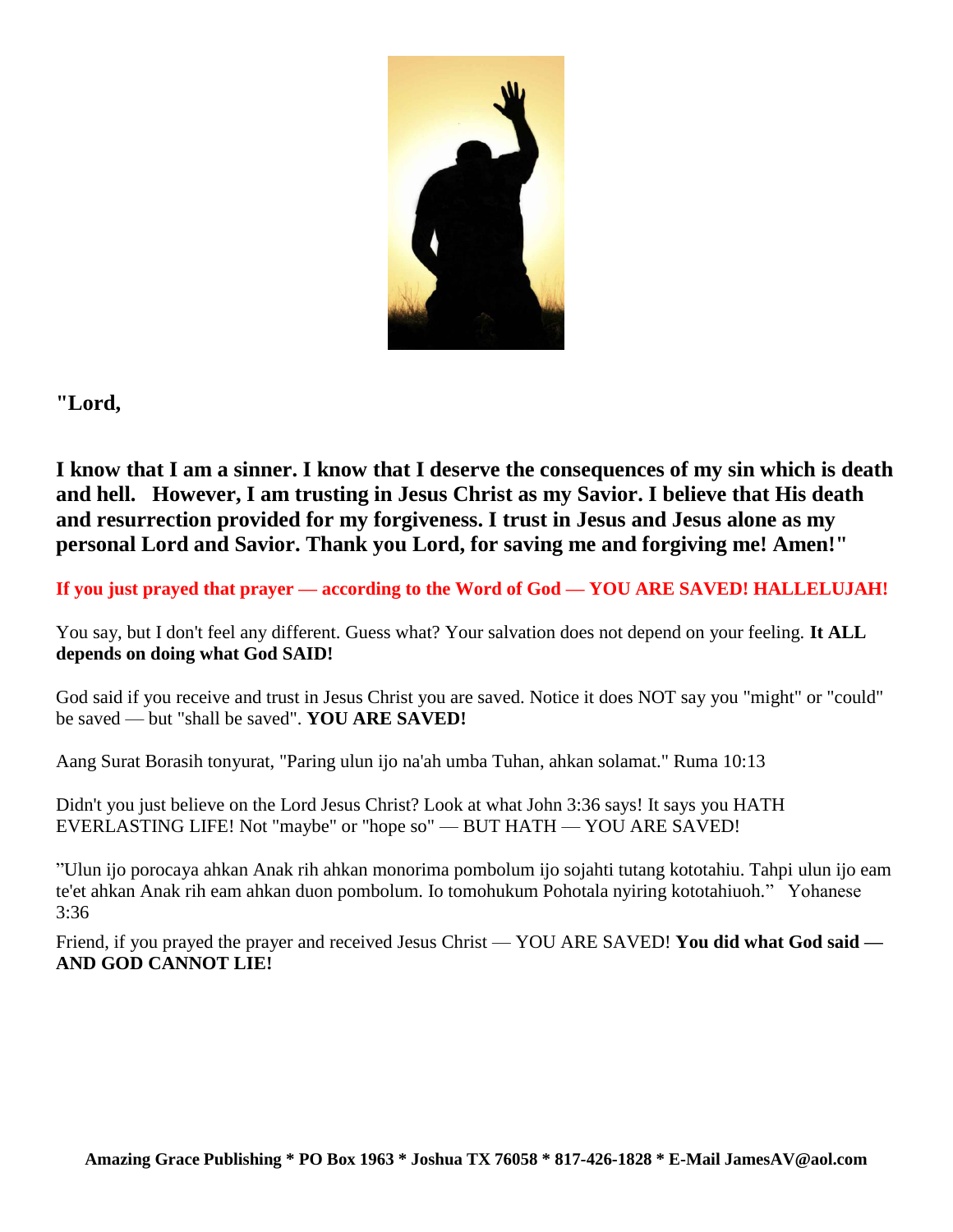**"Lord,**

**I know that I am a sinner. I know that I deserve the consequences of my sin which is death and hell. However, I am trusting in Jesus Christ as my Savior. I believe that His death and resurrection provided for my forgiveness. I trust in Jesus and Jesus alone as my personal Lord and Savior. Thank you Lord, for saving me and forgiving me! Amen!"**

**If you just prayed that prayer — according to the Word of God — YOU ARE SAVED! HALLELUJAH!**

You say, but I don't feel any different. Guess what? Your salvation does not depend on your feeling. **It ALL depends on doing what God SAID!**

God said if you receive and trust in Jesus Christ you are saved. Notice it does NOT say you "might" or "could" be saved — but "shall be saved". **YOU ARE SAVED!**

Aang Surat Borasih tonyurat, "Paring ulun ijo na'ah umba Tuhan, ahkan solamat." Ruma 10:13

Didn't you just believe on the Lord Jesus Christ? Look at what John 3:36 says! It says you HATH EVERLASTING LIFE! Not "maybe" or "hope so" — BUT HATH — YOU ARE SAVED!

"Ulun ijo porocaya ahkan Anak rih ahkan monorima pombolum ijo sojahti tutang kototahiu. Tahpi ulun ijo eam te'et ahkan Anak rih eam ahkan duon pombolum. Io tomohukum Pohotala nyiring kototahiuoh." Yohanese 3:36

Friend, if you prayed the prayer and received Jesus Christ — YOU ARE SAVED! **You did what God said — AND GOD CANNOT LIE!**

**Amazing Grace Publishing * PO Box 1963 * Joshua TX 76058 * 817-426-1828 * E-Mail JamesAV@aol.com**